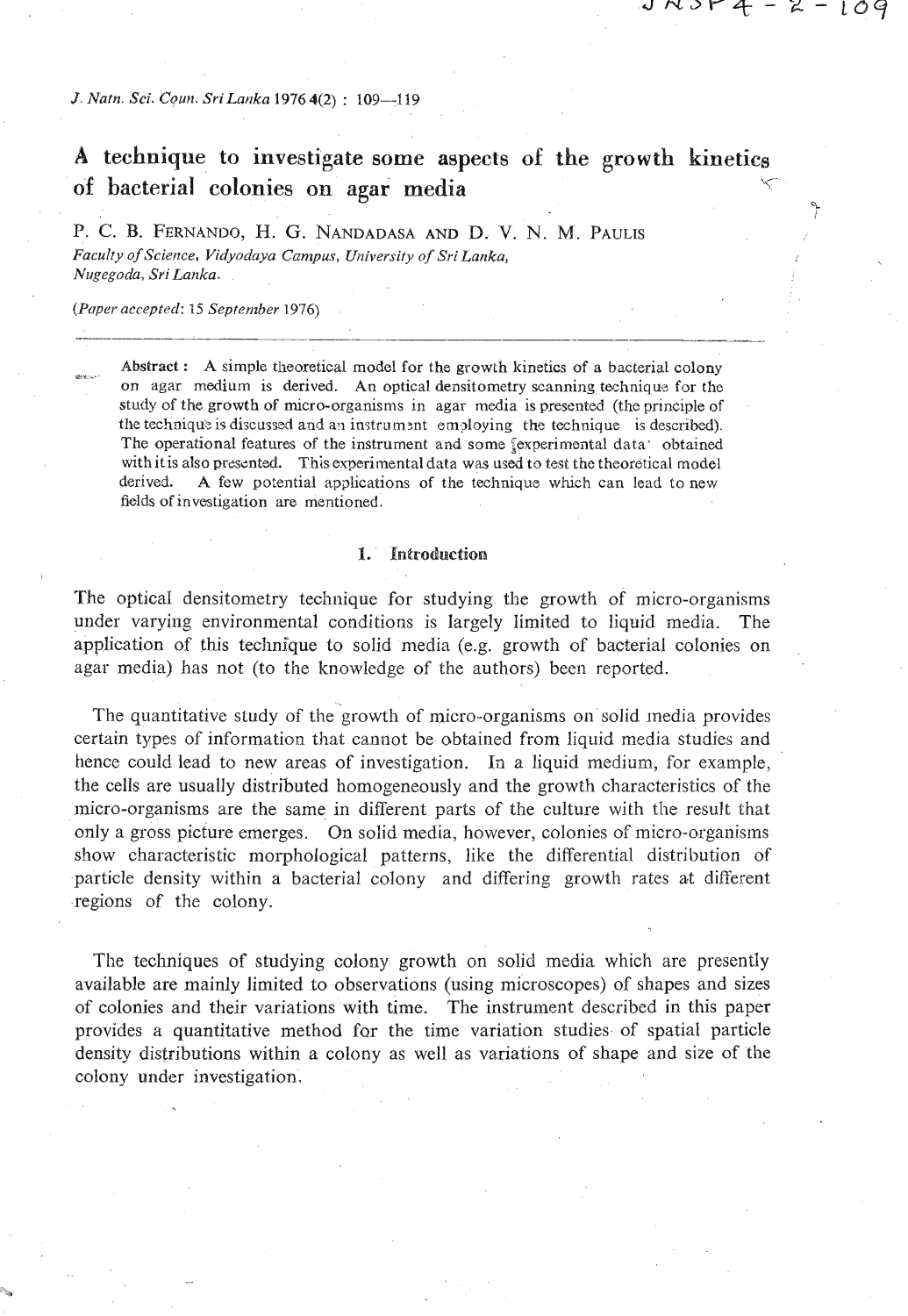// A technique to investigate some aspects of the growth kinetics of bacterial colonies on agar media

P. C. B. FERNANDO, H. G. NANDADASA AND D. V. N. M. PAULIS

*Faculty of Science, Vidyodaya Campus, University of Sri Lanka, Nugegoda, Sri Lanka.*

(*Paper accepted*: 15 *September* 1976)

**Abstract :** A simple theoretical model for the growth kinetics of a bacterial colony on agar medium is derived. An optical densitometry scanning technique for the study of the growth of micro-organisms in agar media is presented (the principle of the technique is discussed and an instrument employing the technique is described). The operational features of the instrument and some experimental data obtained with it is also presented. This experimental data was used to test the theoretical model derived. A few potential applications of the technique which can lead to new fields of investigation are mentioned.

## 1. Introduction

The optical densitometry technique for studying the growth of micro-organisms under varying environmental conditions is largely limited to liquid media. The application of this technique to solid media (e.g. growth of bacterial colonies on agar media) has not (to the knowledge of the authors) been reported.

The quantitative study of the growth of micro-organisms on solid media provides certain types of information that cannot be obtained from liquid media studies and hence could lead to new areas of investigation. In a liquid medium, for example, the cells are usually distributed homogeneously and the growth characteristics of the micro-organisms are the same in different parts of the culture with the result that only a gross picture emerges. On solid media, however, colonies of micro-organisms show characteristic morphological patterns, like the differential distribution of particle density within a bacterial colony and differing growth rates at different regions of the colony.

The techniques of studying colony growth on solid media which are presently available are mainly limited to observations (using microscopes) of shapes and sizes of colonies and their variations with time. The instrument described in this paper provides a quantitative method for the time variation studies of spatial particle density distributions within a colony as well as variations of shape and size of the colony under investigation.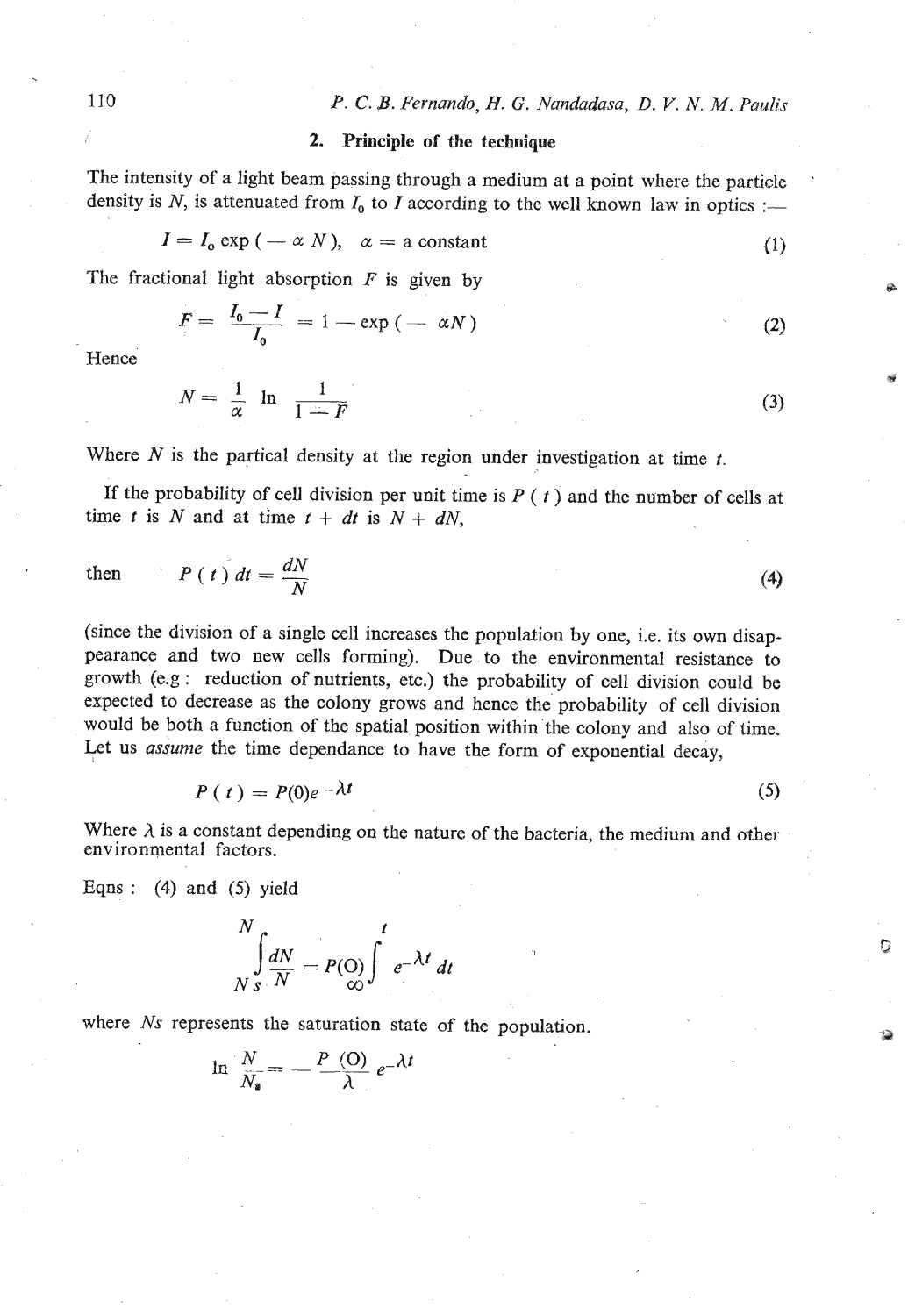## 2. Principle of the technique

The intensity of a light beam passing through a medium at a point where the particle density is $N$, is attenuated from $I_0$ to $I$ according to the well known law in optics :—

$$I = I_0 \exp(-\alpha N), \quad \alpha = \text{a constant} \tag{1}$$

The fractional light absorption $F$ is given by

$$F = \frac{I_0 - I}{I_0} = 1 - \exp(-\alpha N) \tag{2}$$

Hence

$$N = \frac{1}{\alpha} \ln \frac{1}{1 - F} \tag{3}$$

Where $N$ is the partical density at the region under investigation at time $t$.

If the probability of cell division per unit time is $P(t)$ and the number of cells at time $t$ is $N$ and at time $t + dt$ is $N + dN$,

then $$P(t)\, dt = \frac{dN}{N} \tag{4}$$

(since the division of a single cell increases the population by one, i.e. its own disappearance and two new cells forming). Due to the environmental resistance to growth (e.g: reduction of nutrients, etc.) the probability of cell division could be expected to decrease as the colony grows and hence the probability of cell division would be both a function of the spatial position within the colony and also of time. Let us *assume* the time dependance to have the form of exponential decay,

$$P(t) = P(0) e^{-\lambda t} \tag{5}$$

Where $\lambda$ is a constant depending on the nature of the bacteria, the medium and other environmental factors.

Eqns : (4) and (5) yield

$$\int_{Ns}^{N} \frac{dN}{N} = P(0) \int_{\infty}^{t} e^{-\lambda t}\, dt$$

where $Ns$ represents the saturation state of the population.

$$\ln \frac{N}{N_s} = -\frac{P(0)}{\lambda} e^{-\lambda t}$$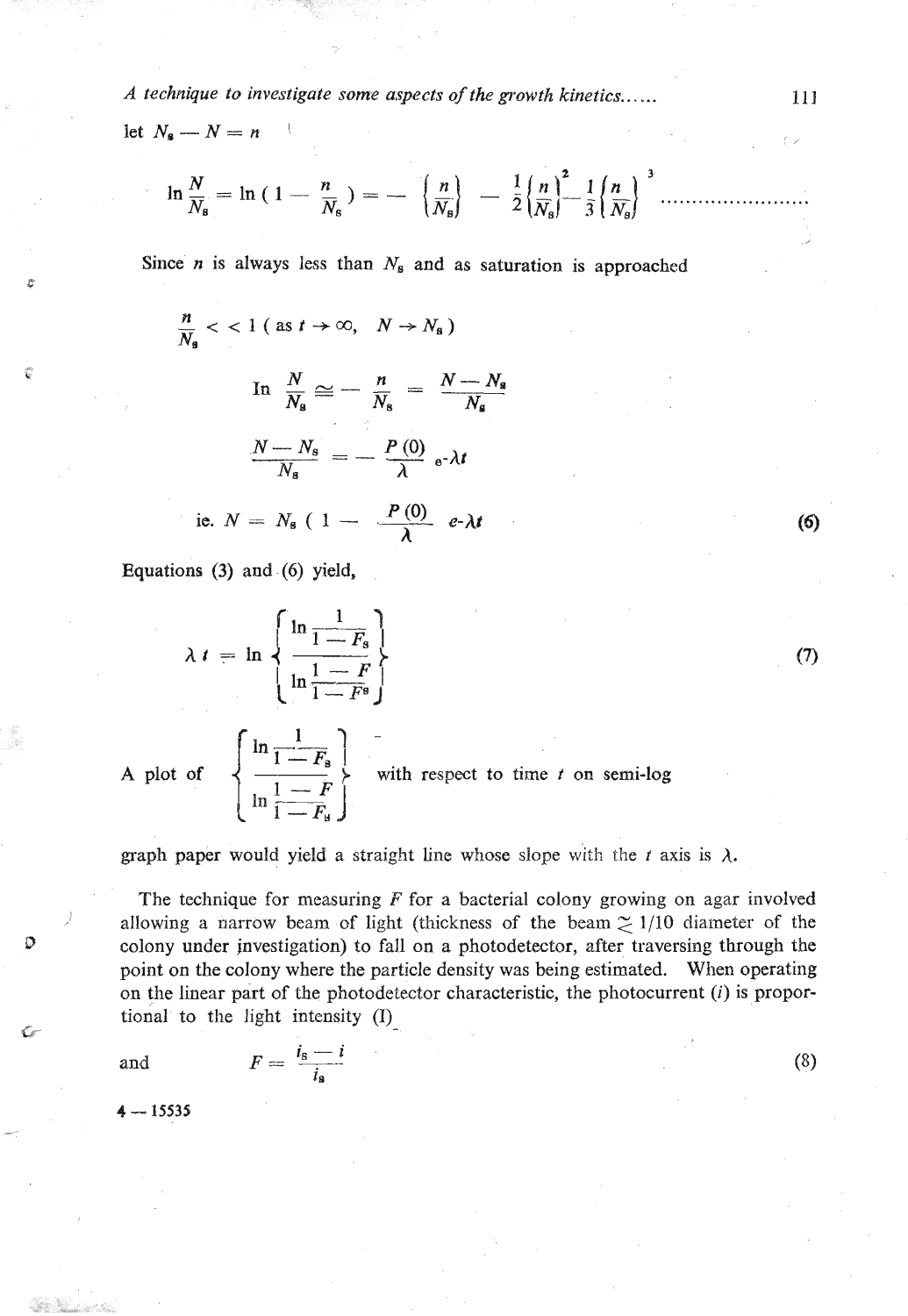let $N_s - N = n$

$$\ln \frac{N}{N_s} = \ln\left(1 - \frac{n}{N_s}\right) = -\left\{\frac{n}{N_s}\right\} - \frac{1}{2}\left\{\frac{n}{N_s}\right\}^2 - \frac{1}{3}\left\{\frac{n}{N_s}\right\}^3 \cdots\cdots\cdots\cdots$$

Since $n$ is always less than $N_s$ and as saturation is approached

$$\frac{n}{N_s} << 1 \; (\text{as } t \to \infty, \; N \to N_s)$$

$$\ln \frac{N}{N_s} \cong -\frac{n}{N_s} = \frac{N - N_s}{N_s}$$

$$\frac{N - N_s}{N_s} = -\frac{P(0)}{\lambda} e^{-\lambda t}$$

$$\text{ie. } N = N_s\left(1 - \frac{P(0)}{\lambda} e^{-\lambda t}\right) \tag{6}$$

Equations (3) and (6) yield,

$$\lambda t = \ln \left\{ \frac{\ln \dfrac{1}{1 - F_s}}{\ln \dfrac{1 - F}{1 - F_s}} \right\} \tag{7}$$

A plot of $\left\{ \dfrac{\ln \dfrac{1}{1 - F_s}}{\ln \dfrac{1 - F}{1 - F_s}} \right\}$ with respect to time $t$ on semi-log graph paper would yield a straight line whose slope with the $t$ axis is $\lambda$.

The technique for measuring $F$ for a bacterial colony growing on agar involved allowing a narrow beam of light (thickness of the beam $\gtrsim$ 1/10 diameter of the colony under investigation) to fall on a photodetector, after traversing through the point on the colony where the particle density was being estimated. When operating on the linear part of the photodetector characteristic, the photocurrent ($i$) is proportional to the light intensity (I)

$$\text{and} \qquad F = \frac{i_s - i}{i_s} \tag{8}$$

4 — 15535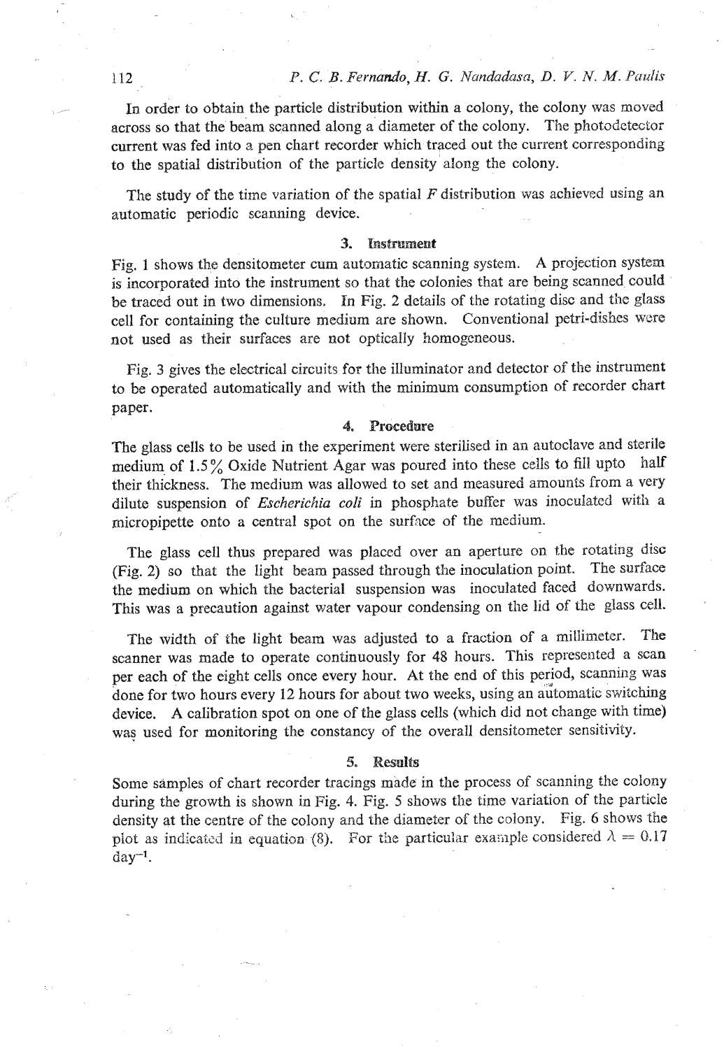In order to obtain the particle distribution within a colony, the colony was moved across so that the beam scanned along a diameter of the colony. The photodetector current was fed into a pen chart recorder which traced out the current corresponding to the spatial distribution of the particle density along the colony.

The study of the time variation of the spatial $F$ distribution was achieved using an automatic periodic scanning device.

## 3. Instrument

Fig. 1 shows the densitometer cum automatic scanning system. A projection system is incorporated into the instrument so that the colonies that are being scanned could be traced out in two dimensions. In Fig. 2 details of the rotating disc and the glass cell for containing the culture medium are shown. Conventional petri-dishes were not used as their surfaces are not optically homogeneous.

Fig. 3 gives the electrical circuits for the illuminator and detector of the instrument to be operated automatically and with the minimum consumption of recorder chart paper.

## 4. Procedure

The glass cells to be used in the experiment were sterilised in an autoclave and sterile medium of 1.5% Oxide Nutrient Agar was poured into these cells to fill upto half their thickness. The medium was allowed to set and measured amounts from a very dilute suspension of *Escherichia coli* in phosphate buffer was inoculated with a micropipette onto a central spot on the surface of the medium.

The glass cell thus prepared was placed over an aperture on the rotating disc (Fig. 2) so that the light beam passed through the inoculation point. The surface the medium on which the bacterial suspension was inoculated faced downwards. This was a precaution against water vapour condensing on the lid of the glass cell.

The width of the light beam was adjusted to a fraction of a millimeter. The scanner was made to operate continuously for 48 hours. This represented a scan per each of the eight cells once every hour. At the end of this period, scanning was done for two hours every 12 hours for about two weeks, using an automatic switching device. A calibration spot on one of the glass cells (which did not change with time) was used for monitoring the constancy of the overall densitometer sensitivity.

## 5. Results

Some samples of chart recorder tracings made in the process of scanning the colony during the growth is shown in Fig. 4. Fig. 5 shows the time variation of the particle density at the centre of the colony and the diameter of the colony. Fig. 6 shows the plot as indicated in equation (8). For the particular example considered $\lambda = 0.17$ day$^{-1}$.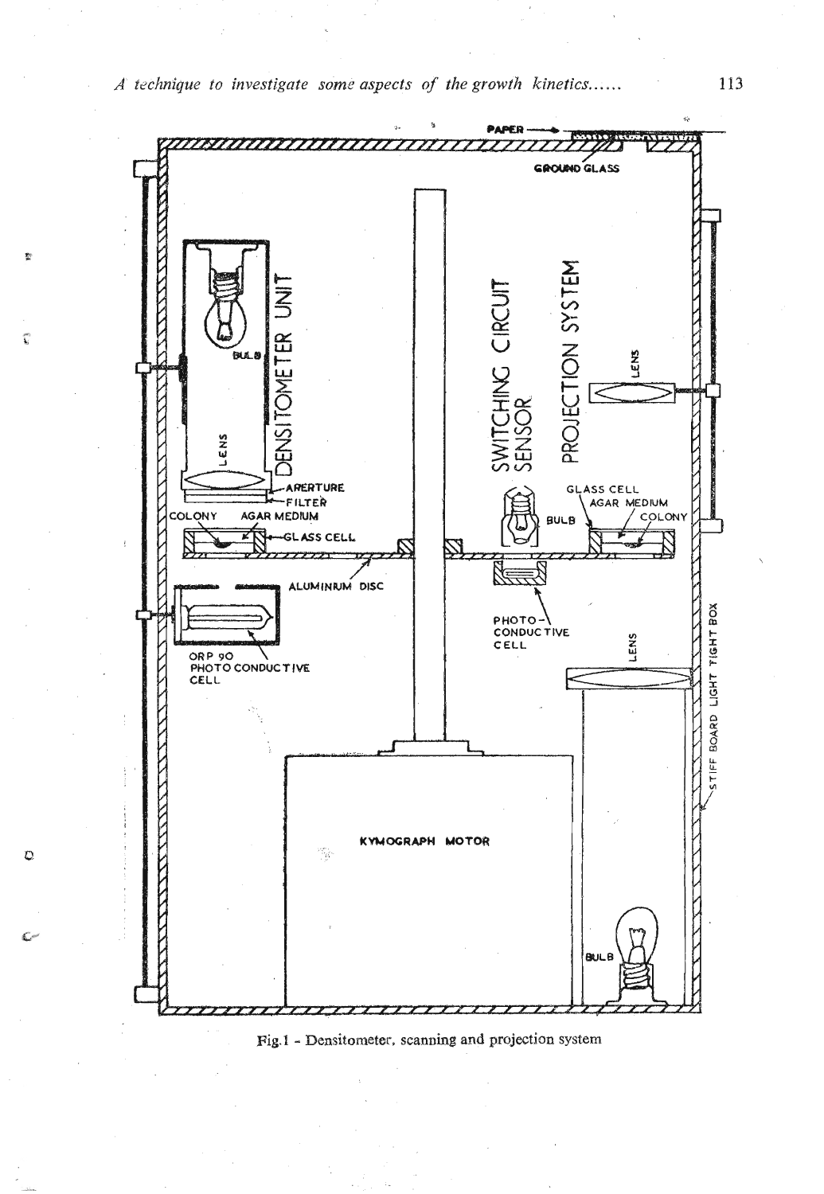PAPER

GROUND GLASS

DENSITOMETER UNIT

BULB

LENS

APERTURE

FILTER

COLONY

AGAR MEDIUM

GLASS CELL

ALUMINIUM DISC

ORP 90
PHOTO CONDUCTIVE
CELL

SWITCHING CIRCUIT
SENSOR

BULB

PHOTO-
CONDUCTIVE
CELL

PROJECTION SYSTEM

LENS

GLASS CELL

AGAR MEDIUM

COLONY

LENS

STIFF BOARD LIGHT TIGHT BOX

KYMOGRAPH MOTOR

BULB

Fig.1 - Densitometer, scanning and projection system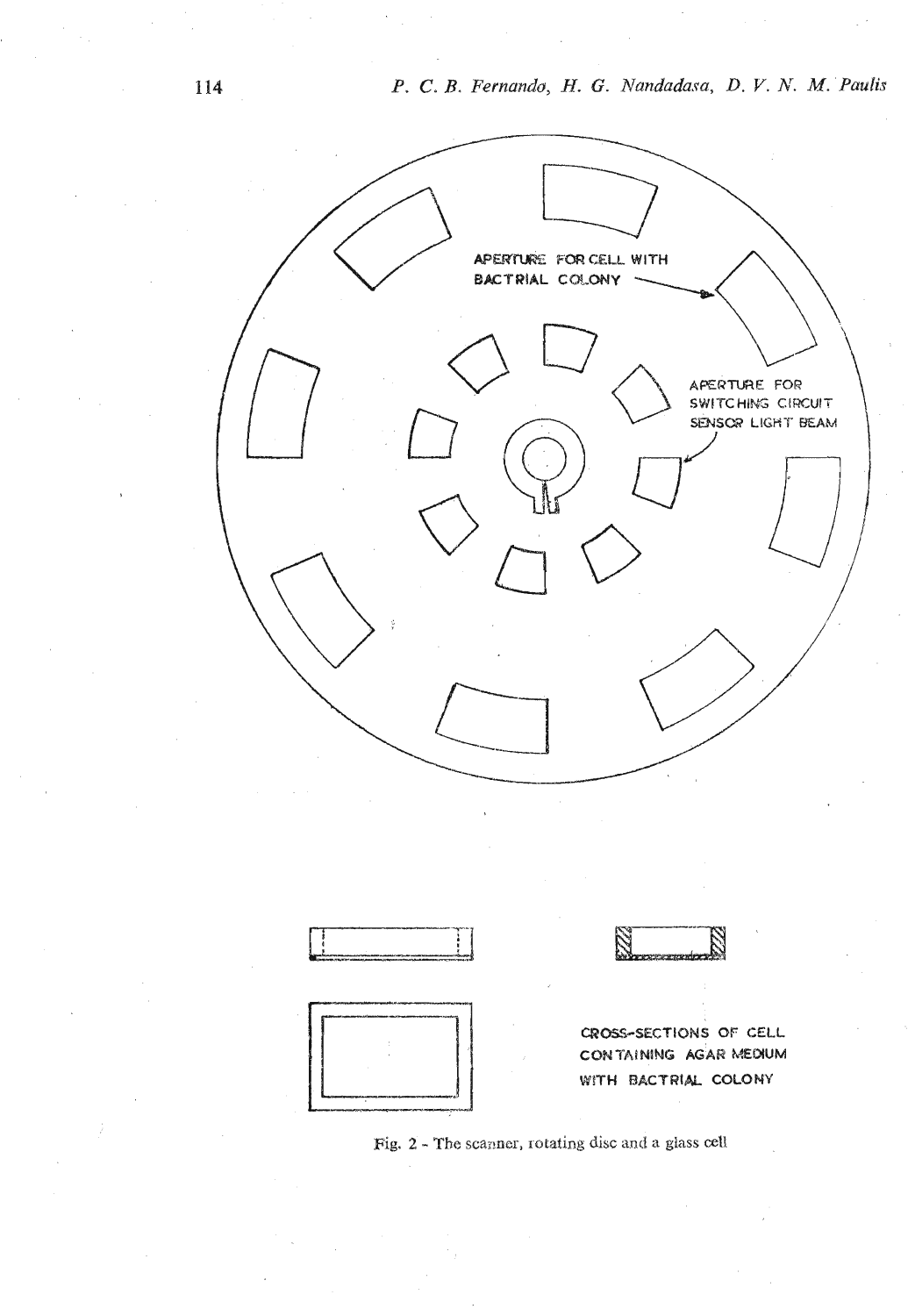APERTURE FOR CELL WITH BACTRIAL COLONY

APERTURE FOR SWITCHING CIRCUIT SENSOR LIGHT BEAM

CROSS-SECTIONS OF CELL CONTAINING AGAR MEDIUM WITH BACTRIAL COLONY

Fig. 2 - The scanner, rotating disc and a glass cell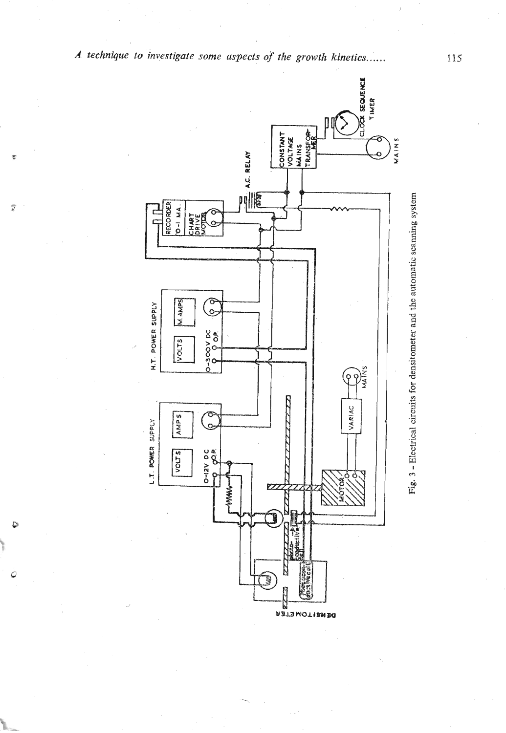L.T. POWER SUPPLY

VOLTS

AMPS

0-12V DC O.P.

H.T. POWER SUPPLY

VOLTS

M.AMPS

0-300V DC O.P.

RECORDER 0-1 MA.

CHART DRIVE MOTOR

A.C. RELAY

CONSTANT VOLTAGE MAINS TRANSFORMER

CLOCK SEQUENCE TIMER

MAINS

DENSITOMETER

photo-conductive cell

photo-conductive cell

MOTOR

VARIAC

MAINS

Fig. 3 - Electrical circuits for densitometer and the automatic scanning system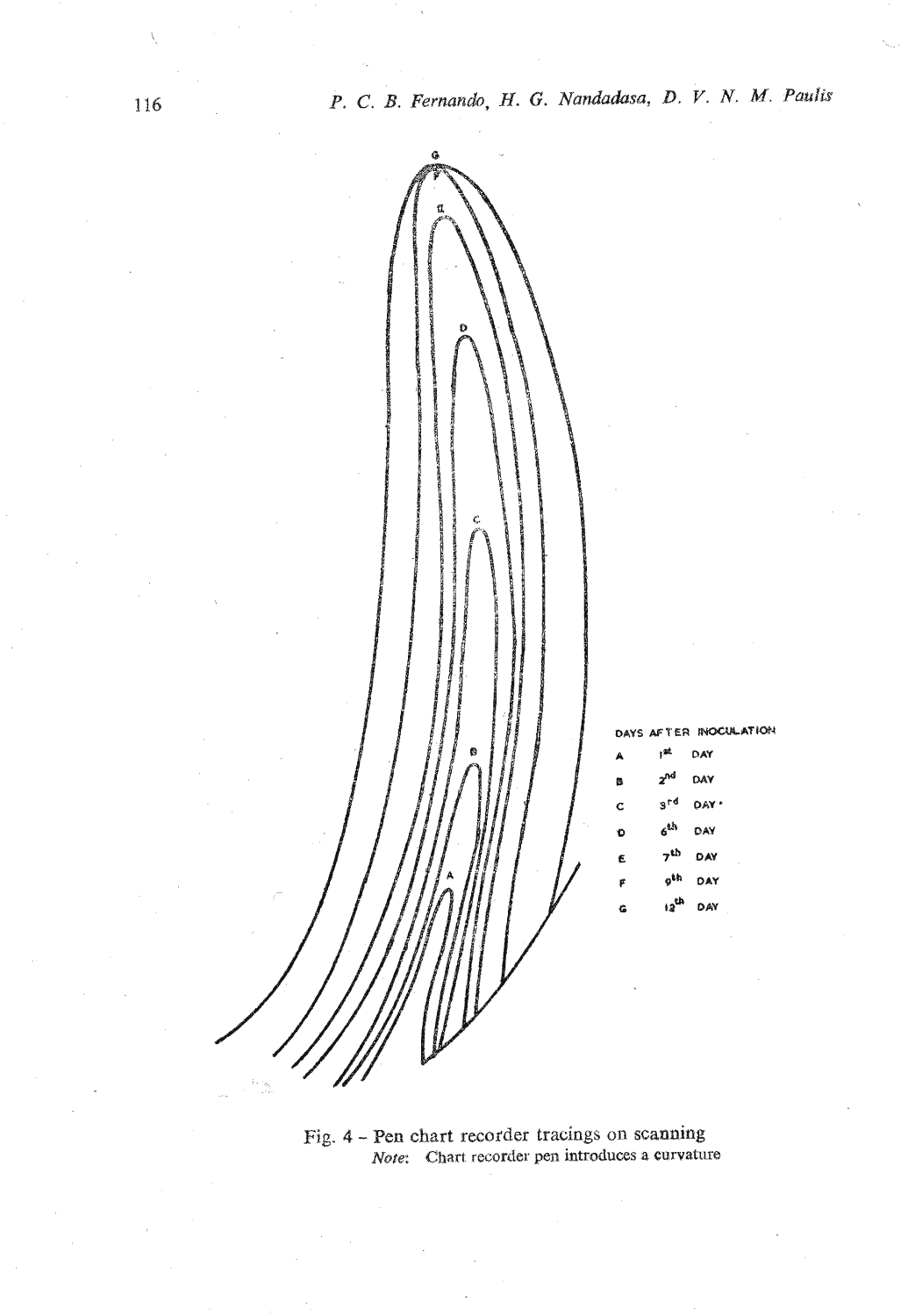G

F

E

D

C

B

A

DAYS AFTER INOCULATION

A 1st DAY

B 2nd DAY

C 3rd DAY

D 6th DAY

E 7th DAY

F 9th DAY

G 12th DAY

Fig. 4 – Pen chart recorder tracings on scanning

*Note*: Chart recorder pen introduces a curvature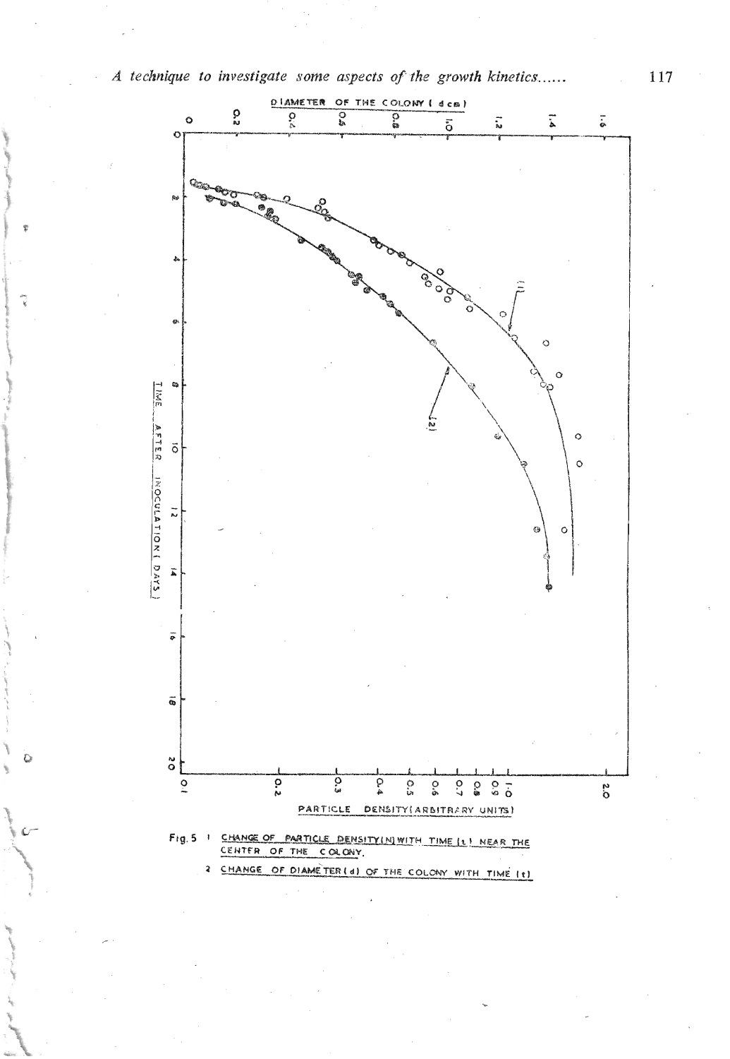DIAMETER OF THE COLONY ( d cm )

0 0.2 0.4 0.6 0.8 1.0 1.2 1.4 1.6

TIME AFTER INOCULATION ( DAYS )

0 2 4 6 8 10 12 14 16 18 20

(1)

(2)

PARTICLE DENSITY (ARBITRARY UNITS)

0.1 0.2 0.3 0.4 0.5 0.6 0.7 0.8 0.9 1.0 2.0

Fig. 5 1 CHANGE OF PARTICLE DENSITY (N) WITH TIME (t) NEAR THE CENTER OF THE COLONY.

2 CHANGE OF DIAMETER (d) OF THE COLONY WITH TIME (t)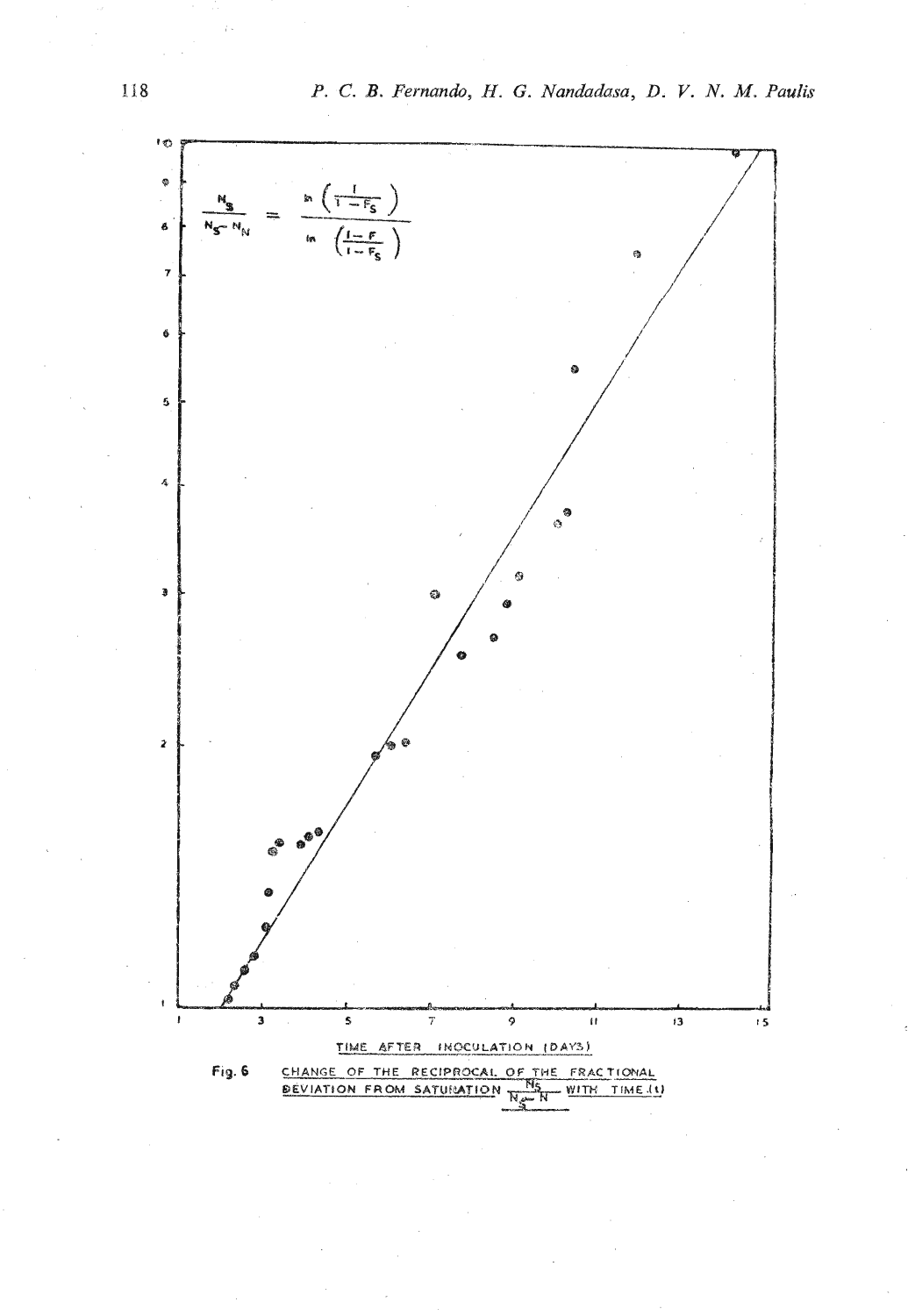$$\frac{N_S}{N_S - N_N} = \frac{\ln\left(\frac{1}{1 - F_S}\right)}{\ln\left(\frac{1 - F}{1 - F_S}\right)}$$

10

9

8

7

6

5

4

3

2

1

1 3 5 7 9 11 13 15

TIME AFTER INOCULATION (DAYS)

Fig. 6 CHANGE OF THE RECIPROCAL OF THE FRACTIONAL DEVIATION FROM SATURATION $\frac{N_S}{N_S - N}$ WITH TIME (t)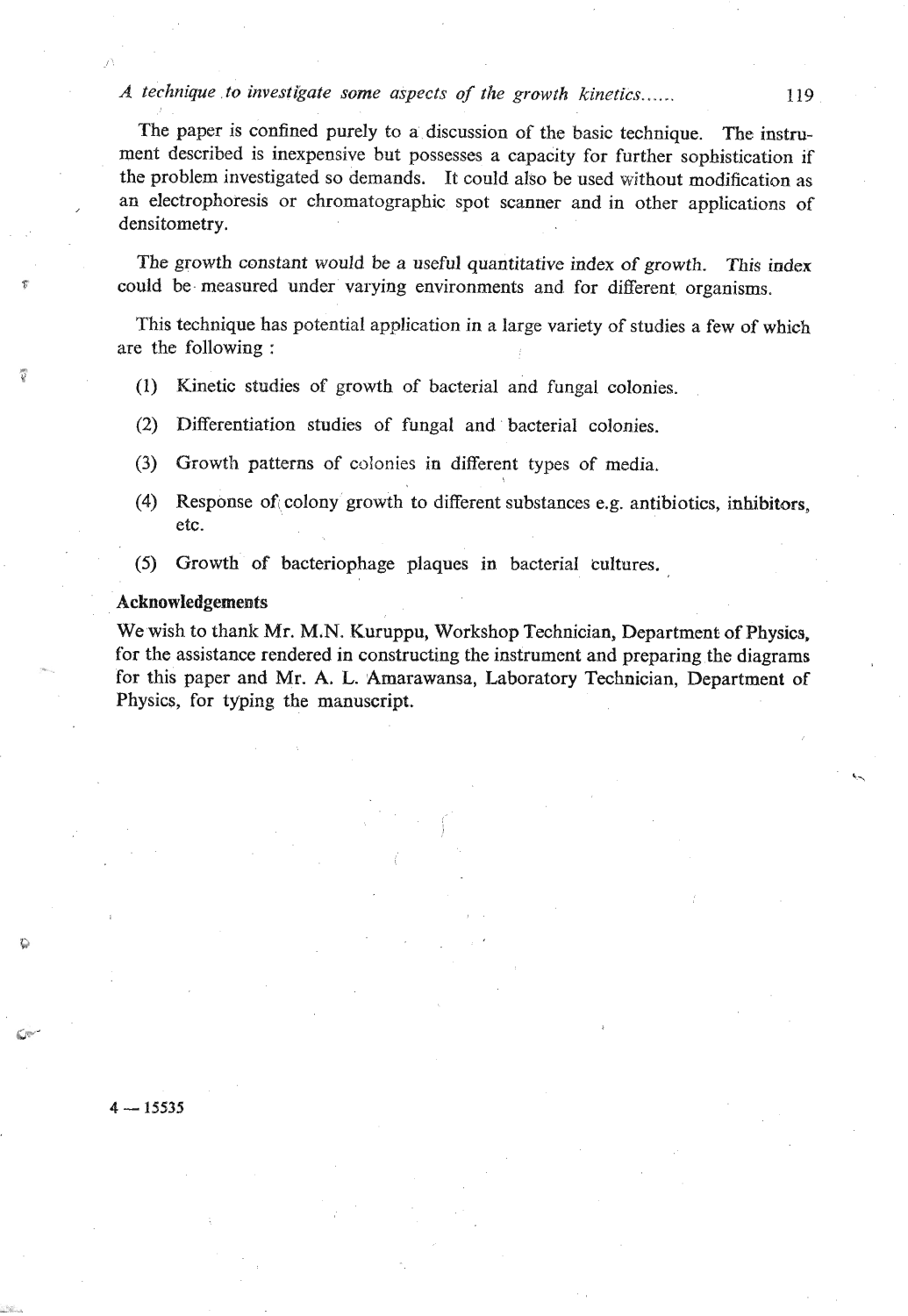The paper is confined purely to a discussion of the basic technique. The instrument described is inexpensive but possesses a capacity for further sophistication if the problem investigated so demands. It could also be used without modification as an electrophoresis or chromatographic spot scanner and in other applications of densitometry.

The growth constant would be a useful quantitative index of growth. This index could be measured under varying environments and for different organisms.

This technique has potential application in a large variety of studies a few of which are the following :

(1) Kinetic studies of growth of bacterial and fungal colonies.

(2) Differentiation studies of fungal and bacterial colonies.

(3) Growth patterns of colonies in different types of media.

(4) Response of colony growth to different substances e.g. antibiotics, inhibitors, etc.

(5) Growth of bacteriophage plaques in bacterial cultures.

## Acknowledgements

We wish to thank Mr. M.N. Kuruppu, Workshop Technician, Department of Physics, for the assistance rendered in constructing the instrument and preparing the diagrams for this paper and Mr. A. L. Amarawansa, Laboratory Technician, Department of Physics, for typing the manuscript.

4 — 15535